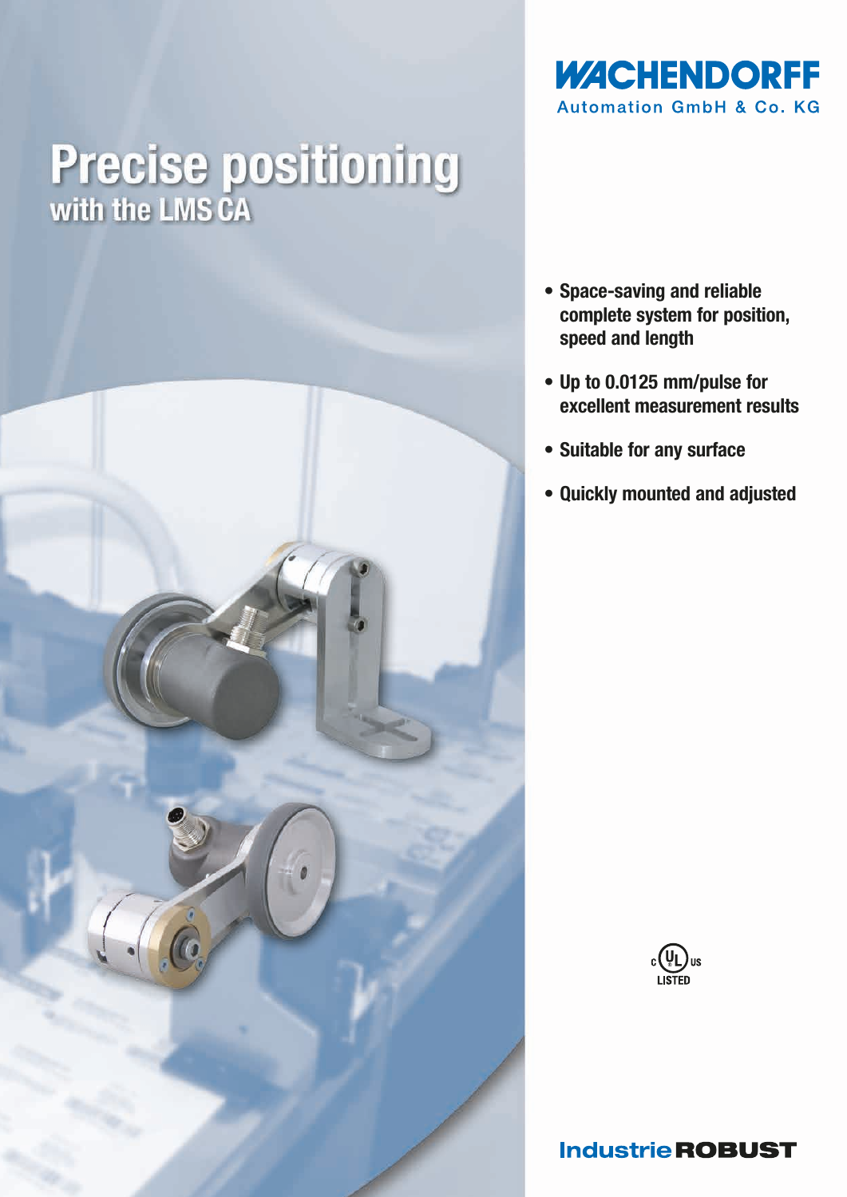WACHENDORFF
Automation GmbH & Co. KG

# Precise positioning
## with the LMS CA

- **Space-saving and reliable complete system for position, speed and length**
- **Up to 0.0125 mm/pulse for excellent measurement results**
- **Suitable for any surface**
- **Quickly mounted and adjusted**

c UL us LISTED

**IndustrieROBUST**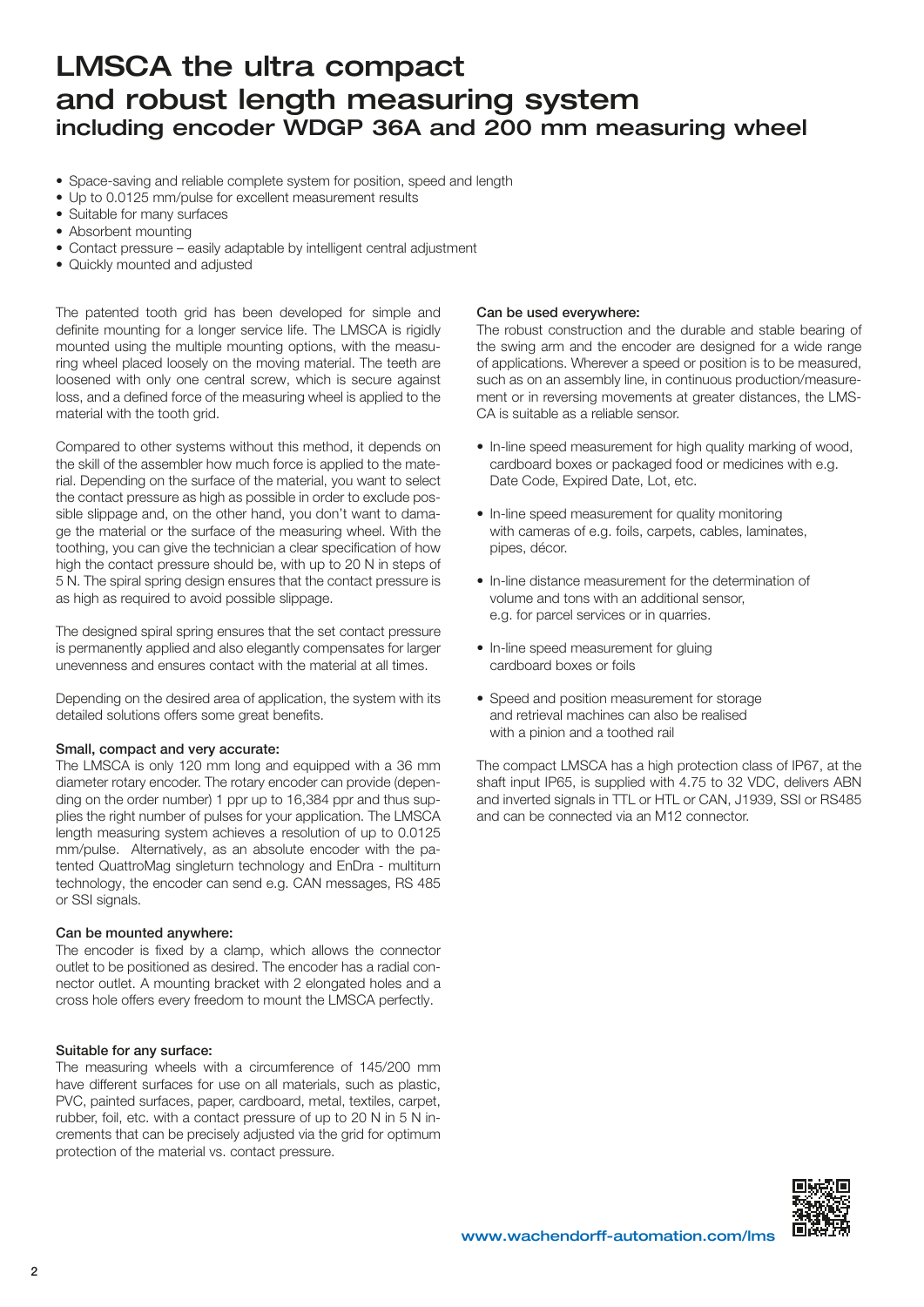# LMSCA the ultra compact and robust length measuring system
## including encoder WDGP 36A and 200 mm measuring wheel

- Space-saving and reliable complete system for position, speed and length
- Up to 0.0125 mm/pulse for excellent measurement results
- Suitable for many surfaces
- Absorbent mounting
- Contact pressure – easily adaptable by intelligent central adjustment
- Quickly mounted and adjusted

The patented tooth grid has been developed for simple and definite mounting for a longer service life. The LMSCA is rigidly mounted using the multiple mounting options, with the measuring wheel placed loosely on the moving material. The teeth are loosened with only one central screw, which is secure against loss, and a defined force of the measuring wheel is applied to the material with the tooth grid.

Compared to other systems without this method, it depends on the skill of the assembler how much force is applied to the material. Depending on the surface of the material, you want to select the contact pressure as high as possible in order to exclude possible slippage and, on the other hand, you don't want to damage the material or the surface of the measuring wheel. With the toothing, you can give the technician a clear specification of how high the contact pressure should be, with up to 20 N in steps of 5 N. The spiral spring design ensures that the contact pressure is as high as required to avoid possible slippage.

The designed spiral spring ensures that the set contact pressure is permanently applied and also elegantly compensates for larger unevenness and ensures contact with the material at all times.

Depending on the desired area of application, the system with its detailed solutions offers some great benefits.

**Small, compact and very accurate:**
The LMSCA is only 120 mm long and equipped with a 36 mm diameter rotary encoder. The rotary encoder can provide (depending on the order number) 1 ppr up to 16,384 ppr and thus supplies the right number of pulses for your application. The LMSCA length measuring system achieves a resolution of up to 0.0125 mm/pulse. Alternatively, as an absolute encoder with the patented QuattroMag singleturn technology and EnDra - multiturn technology, the encoder can send e.g. CAN messages, RS 485 or SSI signals.

**Can be mounted anywhere:**
The encoder is fixed by a clamp, which allows the connector outlet to be positioned as desired. The encoder has a radial connector outlet. A mounting bracket with 2 elongated holes and a cross hole offers every freedom to mount the LMSCA perfectly.

**Suitable for any surface:**
The measuring wheels with a circumference of 145/200 mm have different surfaces for use on all materials, such as plastic, PVC, painted surfaces, paper, cardboard, metal, textiles, carpet, rubber, foil, etc. with a contact pressure of up to 20 N in 5 N increments that can be precisely adjusted via the grid for optimum protection of the material vs. contact pressure.

**Can be used everywhere:**
The robust construction and the durable and stable bearing of the swing arm and the encoder are designed for a wide range of applications. Wherever a speed or position is to be measured, such as on an assembly line, in continuous production/measurement or in reversing movements at greater distances, the LMSCA is suitable as a reliable sensor.

- In-line speed measurement for high quality marking of wood, cardboard boxes or packaged food or medicines with e.g. Date Code, Expired Date, Lot, etc.
- In-line speed measurement for quality monitoring with cameras of e.g. foils, carpets, cables, laminates, pipes, décor.
- In-line distance measurement for the determination of volume and tons with an additional sensor, e.g. for parcel services or in quarries.
- In-line speed measurement for gluing cardboard boxes or foils
- Speed and position measurement for storage and retrieval machines can also be realised with a pinion and a toothed rail

The compact LMSCA has a high protection class of IP67, at the shaft input IP65, is supplied with 4.75 to 32 VDC, delivers ABN and inverted signals in TTL or HTL or CAN, J1939, SSI or RS485 and can be connected via an M12 connector.

www.wachendorff-automation.com/lms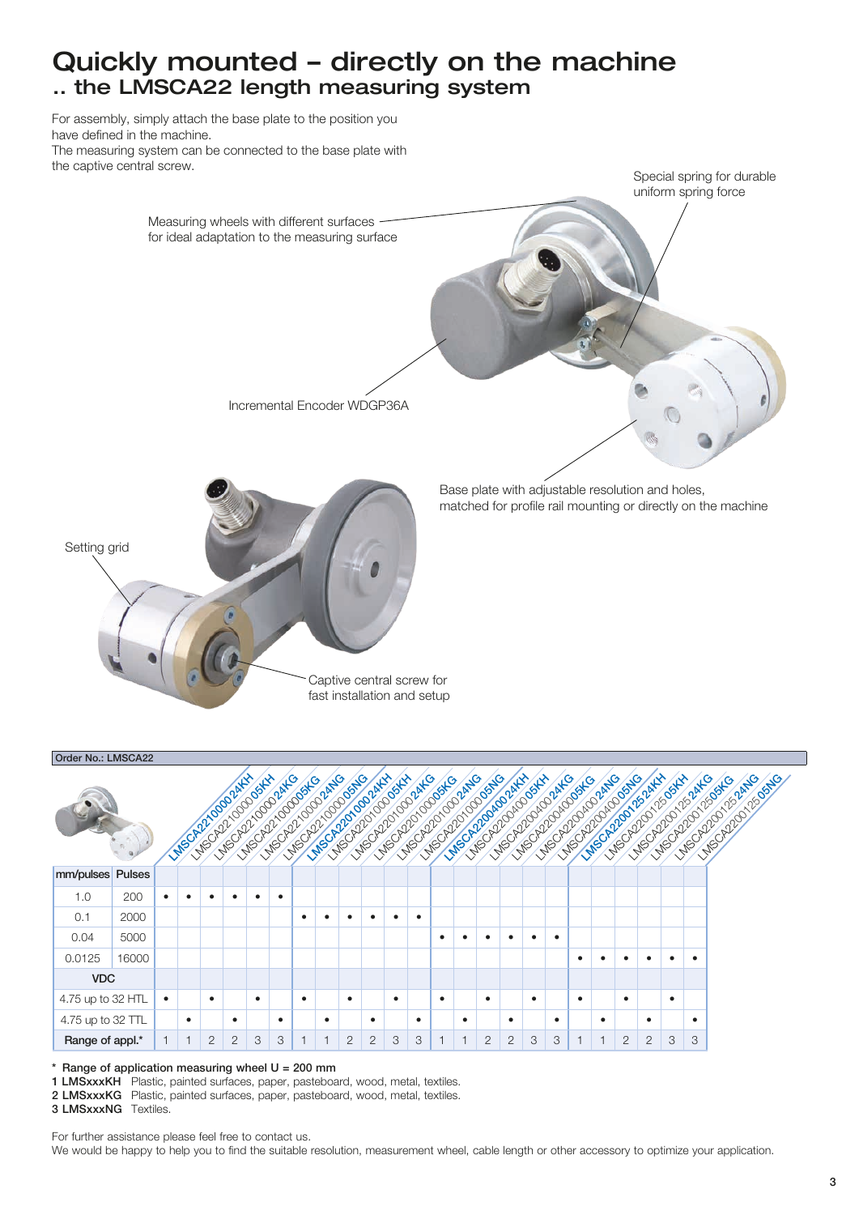# Quickly mounted – directly on the machine
## .. the LMSCA22 length measuring system

For assembly, simply attach the base plate to the position you have defined in the machine.
The measuring system can be connected to the base plate with the captive central screw.

Special spring for durable uniform spring force

Measuring wheels with different surfaces for ideal adaptation to the measuring surface

Incremental Encoder WDGP36A

Base plate with adjustable resolution and holes, matched for profile rail mounting or directly on the machine

Setting grid

Captive central screw for fast installation and setup

**Order No.: LMSCA22**

| mm/pulses | Pulses | LMSCA2210000024KH | LMSCA2210000005KH | LMSCA2210000024KG | LMSCA2210000005KG | LMSCA2210000024NG | LMSCA2210000005NG | LMSCA2201000024KH | LMSCA2201000005KH | LMSCA2201000024KG | LMSCA2201000005KG | LMSCA2201000024NG | LMSCA2201000005NG | LMSCA2200400024KH | LMSCA2200400005KH | LMSCA2200400024KG | LMSCA2200400005KG | LMSCA2200400024NG | LMSCA2200400005NG | LMSCA2200125024KH | LMSCA2200125005KH | LMSCA2200125024KG | LMSCA2200125005KG | LMSCA2200125024NG | LMSCA2200125005NG |
|---|---|---|---|---|---|---|---|---|---|---|---|---|---|---|---|---|---|---|---|---|---|---|---|---|---|
| 1.0 | 200 | • | • | • | • | • | • | | | | | | | | | | | | | | | | | | |
| 0.1 | 2000 | | | | | | | • | • | • | • | • | • | | | | | | | | | | | | |
| 0.04 | 5000 | | | | | | | | | | | | | • | • | • | • | • | • | | | | | | |
| 0.0125 | 16000 | | | | | | | | | | | | | | | | | | | • | • | • | • | • | • |
| **VDC** | | | | | | | | | | | | | | | | | | | | | | | | | |
| 4.75 up to 32 HTL | | • | | • | | • | | • | | • | | • | | • | | • | | • | | • | | • | | • | |
| 4.75 up to 32 TTL | | | • | | • | | • | | • | | • | | • | | • | | • | | • | | • | | • | | • |
| **Range of appl.*** | | 1 | 1 | 2 | 2 | 3 | 3 | 1 | 1 | 2 | 2 | 3 | 3 | 1 | 1 | 2 | 2 | 3 | 3 | 1 | 1 | 2 | 2 | 3 | 3 |

* Range of application measuring wheel U = 200 mm
**1 LMSxxxKH** Plastic, painted surfaces, paper, pasteboard, wood, metal, textiles.
**2 LMSxxxKG** Plastic, painted surfaces, paper, pasteboard, wood, metal, textiles.
**3 LMSxxxNG** Textiles.

For further assistance please feel free to contact us.
We would be happy to help you to find the suitable resolution, measurement wheel, cable length or other accessory to optimize your application.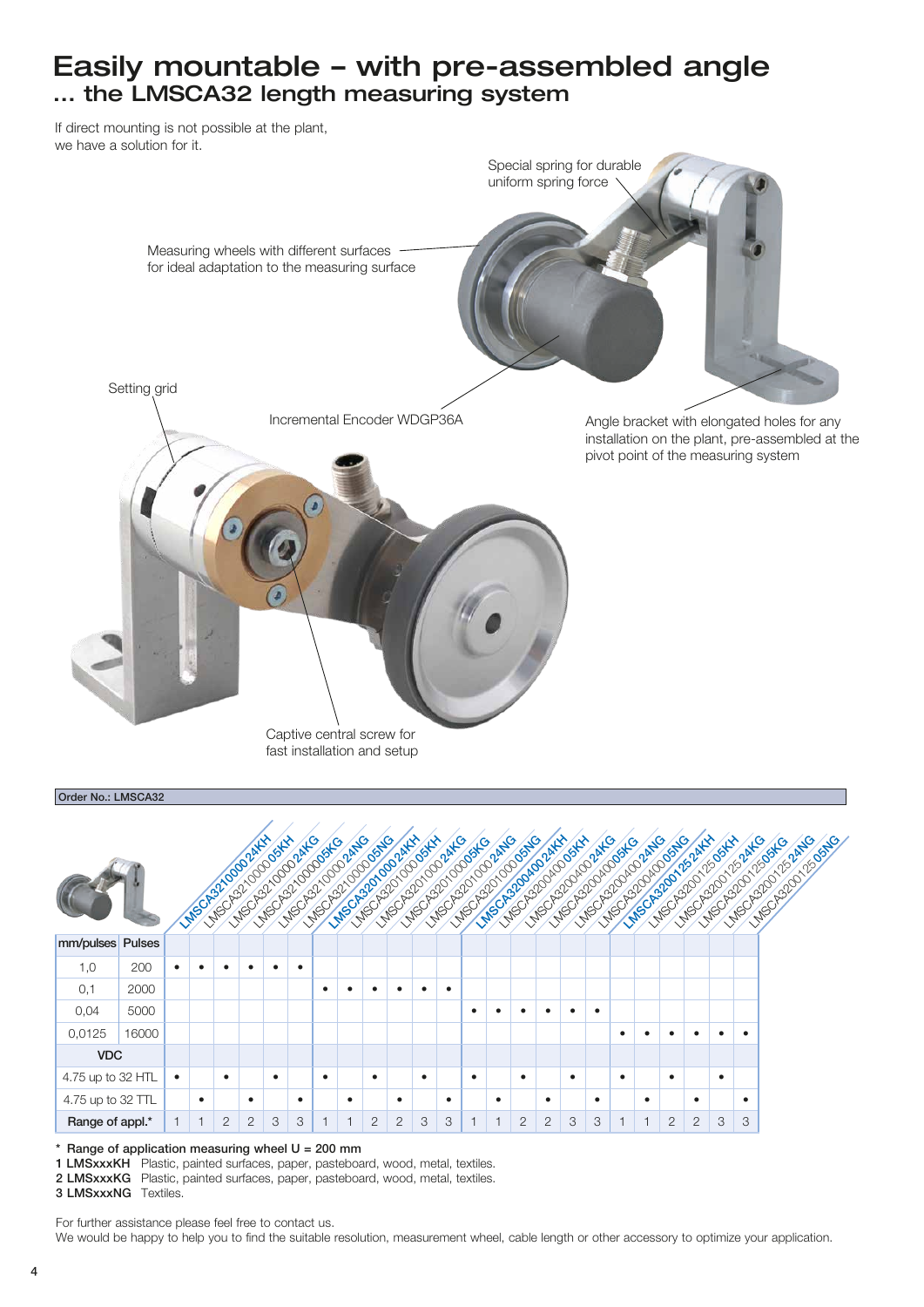# Easily mountable – with pre-assembled angle

## ... the LMSCA32 length measuring system

If direct mounting is not possible at the plant, we have a solution for it.

Special spring for durable uniform spring force

Measuring wheels with different surfaces for ideal adaptation to the measuring surface

Setting grid

Incremental Encoder WDGP36A

Angle bracket with elongated holes for any installation on the plant, pre-assembled at the pivot point of the measuring system

Captive central screw for fast installation and setup

Order No.: LMSCA32

| mm/pulses | Pulses | LMSCA321000024KH | LMSCA321000005KH | LMSCA321000024KG | LMSCA321000005KG | LMSCA321000024NG | LMSCA321000005NG | LMSCA320100024KH | LMSCA320100005KH | LMSCA320100024KG | LMSCA320100005KG | LMSCA320100024NG | LMSCA320100005NG | LMSCA320040024KH | LMSCA320040005KH | LMSCA320040024KG | LMSCA320040005KG | LMSCA320040024NG | LMSCA320040005NG | LMSCA320012524KH | LMSCA320012505KH | LMSCA320012524KG | LMSCA320012505KG | LMSCA320012524NG | LMSCA320012505NG |
|---|---|---|---|---|---|---|---|---|---|---|---|---|---|---|---|---|---|---|---|---|---|---|---|---|---|
| 1,0 | 200 | • | • | • | • | • | • | | | | | | | | | | | | | | | | | | |
| 0,1 | 2000 | | | | | | | • | • | • | • | • | • | | | | | | | | | | | | |
| 0,04 | 5000 | | | | | | | | | | | | | • | • | • | • | • | • | | | | | | |
| 0,0125 | 16000 | | | | | | | | | | | | | | | | | | | • | • | • | • | • | • |
| **VDC** | | | | | | | | | | | | | | | | | | | | | | | | | |
| 4.75 up to 32 HTL | | • | | • | | • | | • | | • | | • | | • | | • | | • | | • | | • | | • | |
| 4.75 up to 32 TTL | | | • | | • | | • | | • | | • | | • | | • | | • | | • | | • | | • | | • |
| **Range of appl.*** | | 1 | 1 | 2 | 2 | 3 | 3 | 1 | 1 | 2 | 2 | 3 | 3 | 1 | 1 | 2 | 2 | 3 | 3 | 1 | 1 | 2 | 2 | 3 | 3 |

\* Range of application measuring wheel U = 200 mm

**1 LMSxxxKH** Plastic, painted surfaces, paper, pasteboard, wood, metal, textiles.

**2 LMSxxxKG** Plastic, painted surfaces, paper, pasteboard, wood, metal, textiles.

**3 LMSxxxNG** Textiles.

For further assistance please feel free to contact us.
We would be happy to help you to find the suitable resolution, measurement wheel, cable length or other accessory to optimize your application.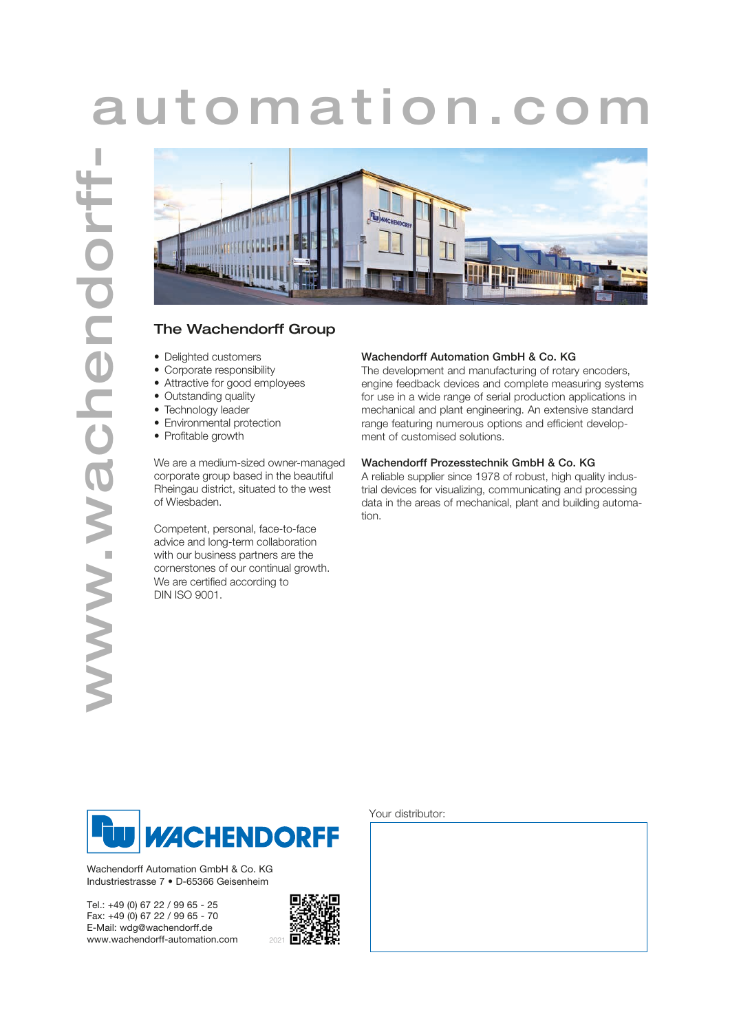www.wachendorff-automation.com

## The Wachendorff Group

- Delighted customers
- Corporate responsibility
- Attractive for good employees
- Outstanding quality
- Technology leader
- Environmental protection
- Profitable growth

We are a medium-sized owner-managed corporate group based in the beautiful Rheingau district, situated to the west of Wiesbaden.

Competent, personal, face-to-face advice and long-term collaboration with our business partners are the cornerstones of our continual growth. We are certified according to DIN ISO 9001.

### Wachendorff Automation GmbH & Co. KG

The development and manufacturing of rotary encoders, engine feedback devices and complete measuring systems for use in a wide range of serial production applications in mechanical and plant engineering. An extensive standard range featuring numerous options and efficient development of customised solutions.

### Wachendorff Prozesstechnik GmbH & Co. KG

A reliable supplier since 1978 of robust, high quality industrial devices for visualizing, communicating and processing data in the areas of mechanical, plant and building automation.

WACHENDORFF

Wachendorff Automation GmbH & Co. KG
Industriestrasse 7 • D-65366 Geisenheim

Tel.: +49 (0) 67 22 / 99 65 - 25
Fax: +49 (0) 67 22 / 99 65 - 70
E-Mail: wdg@wachendorff.de
www.wachendorff-automation.com

2021

Your distributor: